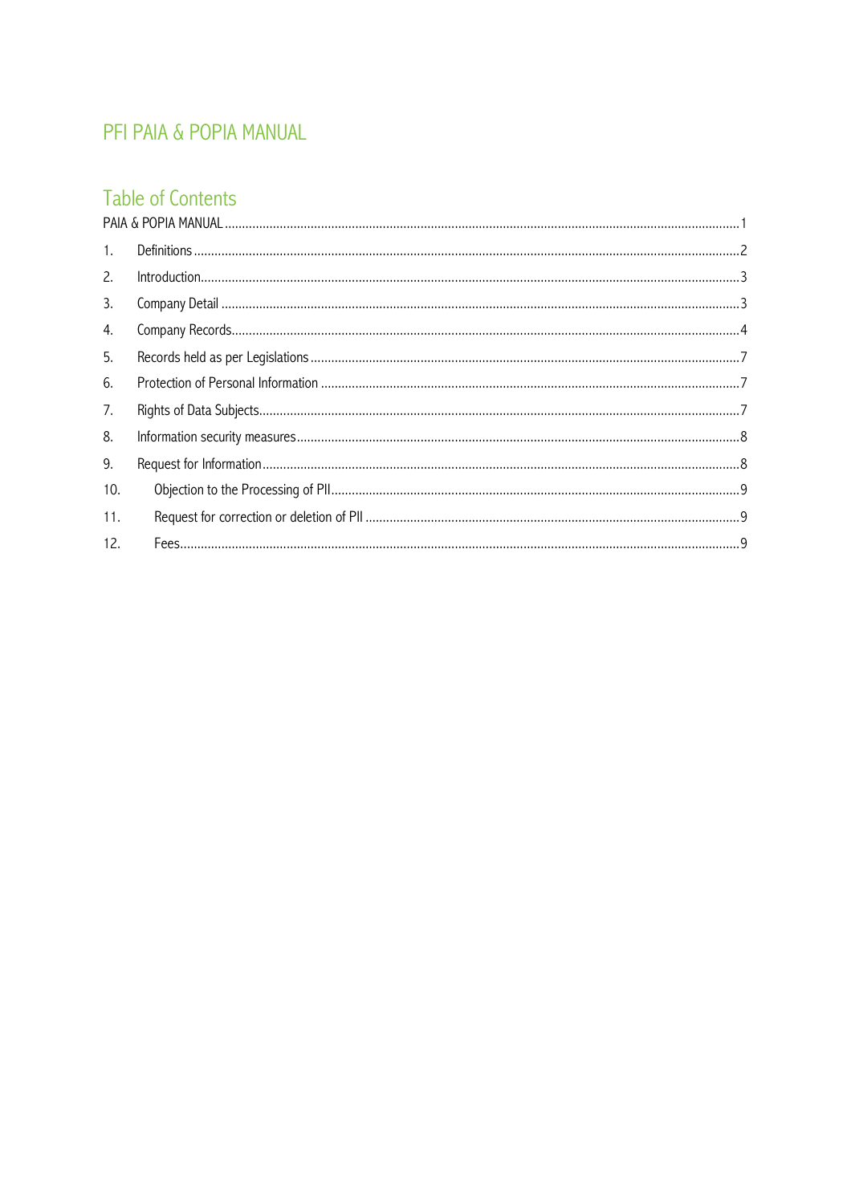# PFI PAIA & POPIA MANUAL

## Table of Contents

PAIA & POPIA MANUAL ..... 1

1. Definitions ..... 2
2. Introduction ..... 3
3. Company Detail ..... 3
4. Company Records ..... 4
5. Records held as per Legislations ..... 7
6. Protection of Personal Information ..... 7
7. Rights of Data Subjects ..... 7
8. Information security measures ..... 8
9. Request for Information ..... 8
10. Objection to the Processing of PII ..... 9
11. Request for correction or deletion of PII ..... 9
12. Fees ..... 9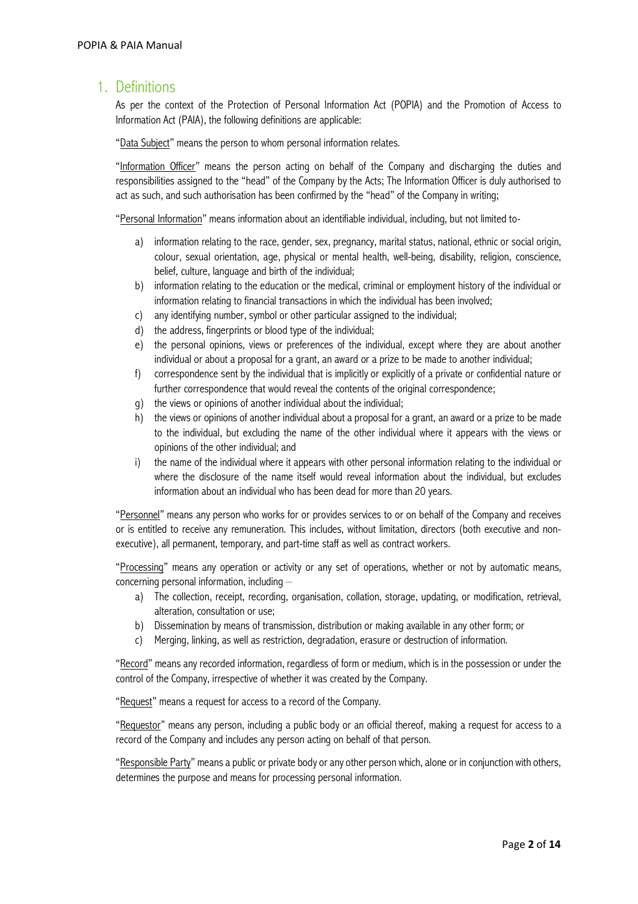# 1. Definitions

As per the context of the Protection of Personal Information Act (POPIA) and the Promotion of Access to Information Act (PAIA), the following definitions are applicable:

"Data Subject" means the person to whom personal information relates.

"Information Officer" means the person acting on behalf of the Company and discharging the duties and responsibilities assigned to the "head" of the Company by the Acts; The Information Officer is duly authorised to act as such, and such authorisation has been confirmed by the "head" of the Company in writing;

"Personal Information" means information about an identifiable individual, including, but not limited to-

a) information relating to the race, gender, sex, pregnancy, marital status, national, ethnic or social origin, colour, sexual orientation, age, physical or mental health, well-being, disability, religion, conscience, belief, culture, language and birth of the individual;
b) information relating to the education or the medical, criminal or employment history of the individual or information relating to financial transactions in which the individual has been involved;
c) any identifying number, symbol or other particular assigned to the individual;
d) the address, fingerprints or blood type of the individual;
e) the personal opinions, views or preferences of the individual, except where they are about another individual or about a proposal for a grant, an award or a prize to be made to another individual;
f) correspondence sent by the individual that is implicitly or explicitly of a private or confidential nature or further correspondence that would reveal the contents of the original correspondence;
g) the views or opinions of another individual about the individual;
h) the views or opinions of another individual about a proposal for a grant, an award or a prize to be made to the individual, but excluding the name of the other individual where it appears with the views or opinions of the other individual; and
i) the name of the individual where it appears with other personal information relating to the individual or where the disclosure of the name itself would reveal information about the individual, but excludes information about an individual who has been dead for more than 20 years.

"Personnel" means any person who works for or provides services to or on behalf of the Company and receives or is entitled to receive any remuneration. This includes, without limitation, directors (both executive and non-executive), all permanent, temporary, and part-time staff as well as contract workers.

"Processing" means any operation or activity or any set of operations, whether or not by automatic means, concerning personal information, including –

a) The collection, receipt, recording, organisation, collation, storage, updating, or modification, retrieval, alteration, consultation or use;
b) Dissemination by means of transmission, distribution or making available in any other form; or
c) Merging, linking, as well as restriction, degradation, erasure or destruction of information.

"Record" means any recorded information, regardless of form or medium, which is in the possession or under the control of the Company, irrespective of whether it was created by the Company.

"Request" means a request for access to a record of the Company.

"Requestor" means any person, including a public body or an official thereof, making a request for access to a record of the Company and includes any person acting on behalf of that person.

"Responsible Party" means a public or private body or any other person which, alone or in conjunction with others, determines the purpose and means for processing personal information.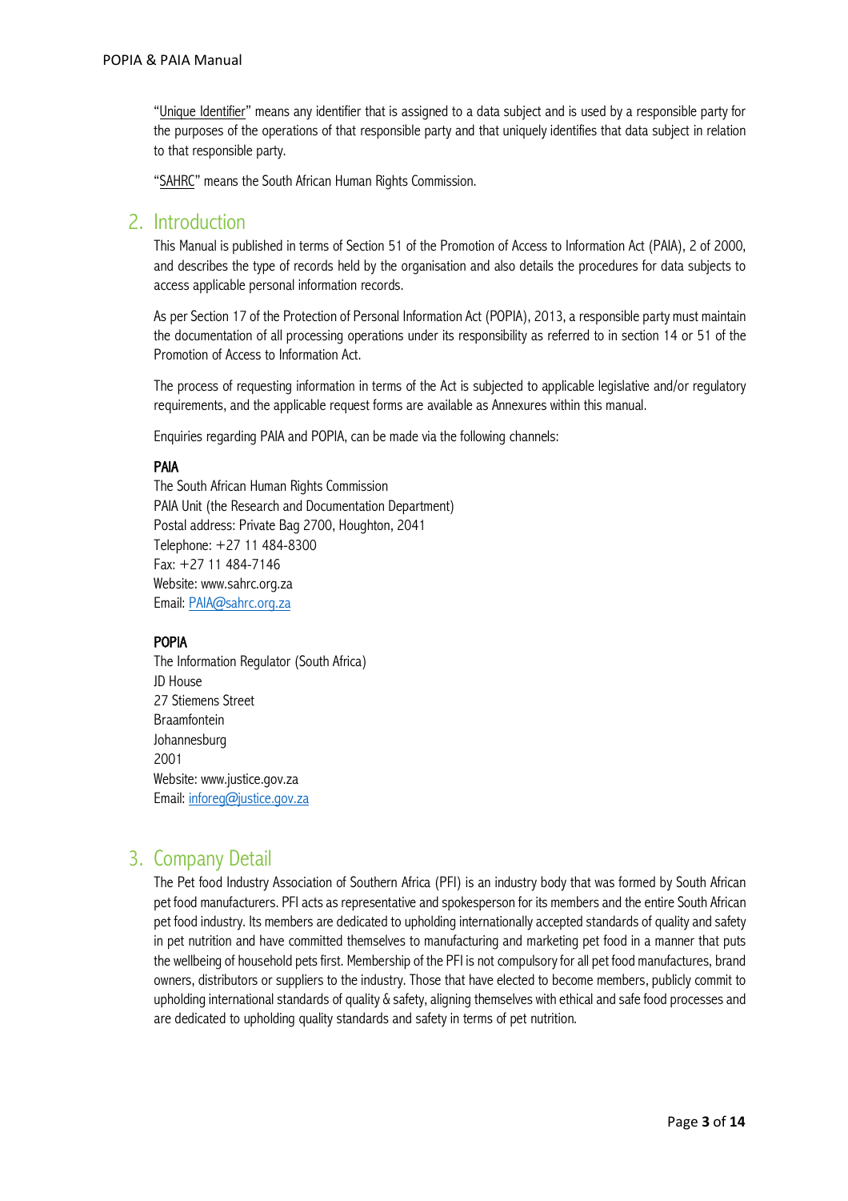"Unique Identifier" means any identifier that is assigned to a data subject and is used by a responsible party for the purposes of the operations of that responsible party and that uniquely identifies that data subject in relation to that responsible party.

"SAHRC" means the South African Human Rights Commission.

## 2. Introduction

This Manual is published in terms of Section 51 of the Promotion of Access to Information Act (PAIA), 2 of 2000, and describes the type of records held by the organisation and also details the procedures for data subjects to access applicable personal information records.

As per Section 17 of the Protection of Personal Information Act (POPIA), 2013, a responsible party must maintain the documentation of all processing operations under its responsibility as referred to in section 14 or 51 of the Promotion of Access to Information Act.

The process of requesting information in terms of the Act is subjected to applicable legislative and/or regulatory requirements, and the applicable request forms are available as Annexures within this manual.

Enquiries regarding PAIA and POPIA, can be made via the following channels:

**PAIA**
The South African Human Rights Commission
PAIA Unit (the Research and Documentation Department)
Postal address: Private Bag 2700, Houghton, 2041
Telephone: +27 11 484-8300
Fax: +27 11 484-7146
Website: www.sahrc.org.za
Email: PAIA@sahrc.org.za

**POPIA**
The Information Regulator (South Africa)
JD House
27 Stiemens Street
Braamfontein
Johannesburg
2001
Website: www.justice.gov.za
Email: inforeg@justice.gov.za

## 3. Company Detail

The Pet food Industry Association of Southern Africa (PFI) is an industry body that was formed by South African pet food manufacturers. PFI acts as representative and spokesperson for its members and the entire South African pet food industry. Its members are dedicated to upholding internationally accepted standards of quality and safety in pet nutrition and have committed themselves to manufacturing and marketing pet food in a manner that puts the wellbeing of household pets first. Membership of the PFI is not compulsory for all pet food manufactures, brand owners, distributors or suppliers to the industry. Those that have elected to become members, publicly commit to upholding international standards of quality & safety, aligning themselves with ethical and safe food processes and are dedicated to upholding quality standards and safety in terms of pet nutrition.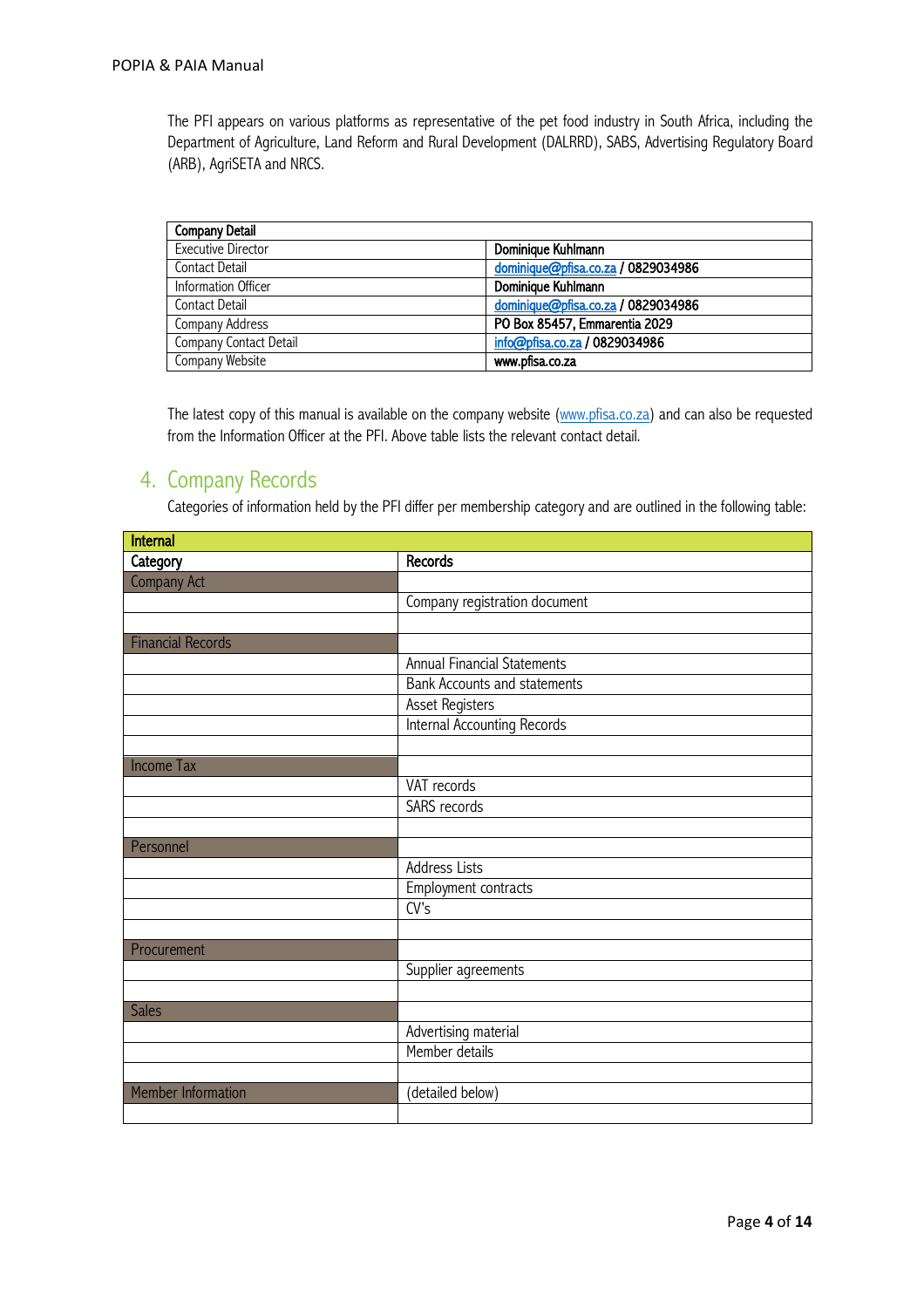The PFI appears on various platforms as representative of the pet food industry in South Africa, including the Department of Agriculture, Land Reform and Rural Development (DALRRD), SABS, Advertising Regulatory Board (ARB), AgriSETA and NRCS.

| **Company Detail** | |
|---|---|
| Executive Director | **Dominique Kuhlmann** |
| Contact Detail | **dominique@pfisa.co.za / 0829034986** |
| Information Officer | **Dominique Kuhlmann** |
| Contact Detail | **dominique@pfisa.co.za / 0829034986** |
| Company Address | **PO Box 85457, Emmarentia 2029** |
| Company Contact Detail | **info@pfisa.co.za / 0829034986** |
| Company Website | **www.pfisa.co.za** |

The latest copy of this manual is available on the company website (www.pfisa.co.za) and can also be requested from the Information Officer at the PFI. Above table lists the relevant contact detail.

## 4. Company Records

Categories of information held by the PFI differ per membership category and are outlined in the following table:

| **Internal** | |
|---|---|
| **Category** | **Records** |
| Company Act | |
| | Company registration document |
| | |
| Financial Records | |
| | Annual Financial Statements |
| | Bank Accounts and statements |
| | Asset Registers |
| | Internal Accounting Records |
| | |
| Income Tax | |
| | VAT records |
| | SARS records |
| | |
| Personnel | |
| | Address Lists |
| | Employment contracts |
| | CV's |
| | |
| Procurement | |
| | Supplier agreements |
| | |
| Sales | |
| | Advertising material |
| | Member details |
| | |
| Member Information | (detailed below) |
| | |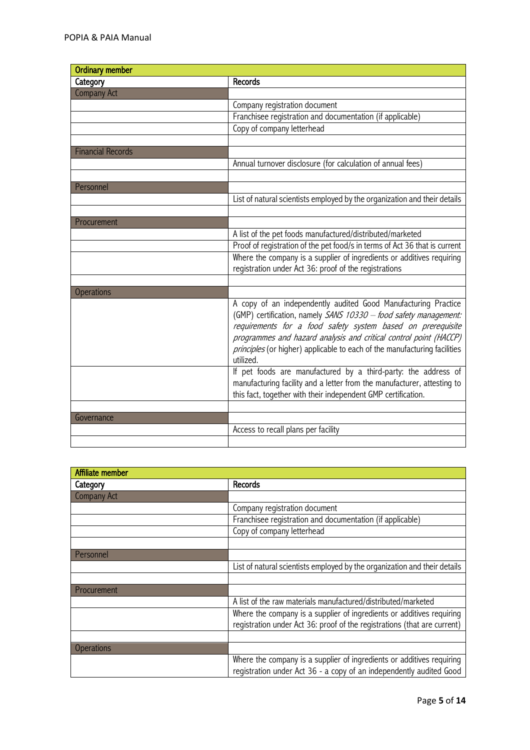| Ordinary member | |
|---|---|
| **Category** | **Records** |
| Company Act | |
| | Company registration document |
| | Franchisee registration and documentation (if applicable) |
| | Copy of company letterhead |
| | |
| Financial Records | |
| | Annual turnover disclosure (for calculation of annual fees) |
| | |
| Personnel | |
| | List of natural scientists employed by the organization and their details |
| | |
| Procurement | |
| | A list of the pet foods manufactured/distributed/marketed |
| | Proof of registration of the pet food/s in terms of Act 36 that is current |
| | Where the company is a supplier of ingredients or additives requiring registration under Act 36: proof of the registrations |
| | |
| Operations | |
| | A copy of an independently audited Good Manufacturing Practice (GMP) certification, namely *SANS 10330 – food safety management: requirements for a food safety system based on prerequisite programmes and hazard analysis and critical control point (HACCP) principles* (or higher) applicable to each of the manufacturing facilities utilized. |
| | If pet foods are manufactured by a third-party: the address of manufacturing facility and a letter from the manufacturer, attesting to this fact, together with their independent GMP certification. |
| | |
| Governance | |
| | Access to recall plans per facility |
| | |

| Affiliate member | |
|---|---|
| **Category** | **Records** |
| Company Act | |
| | Company registration document |
| | Franchisee registration and documentation (if applicable) |
| | Copy of company letterhead |
| | |
| Personnel | |
| | List of natural scientists employed by the organization and their details |
| | |
| Procurement | |
| | A list of the raw materials manufactured/distributed/marketed |
| | Where the company is a supplier of ingredients or additives requiring registration under Act 36: proof of the registrations (that are current) |
| | |
| Operations | |
| | Where the company is a supplier of ingredients or additives requiring registration under Act 36 - a copy of an independently audited Good |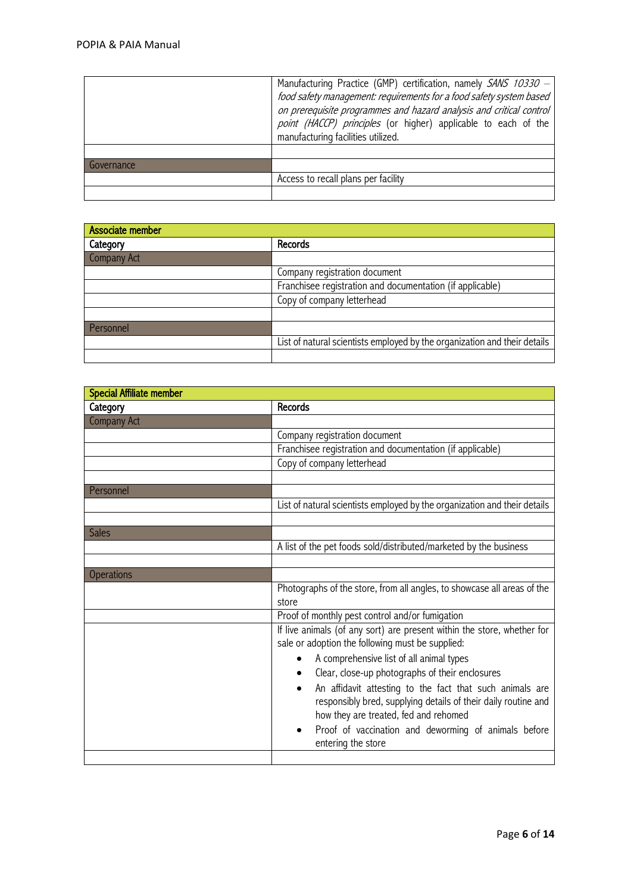| | |
|---|---|
| | Manufacturing Practice (GMP) certification, namely *SANS 10330 – food safety management: requirements for a food safety system based on prerequisite programmes and hazard analysis and critical control point (HACCP) principles* (or higher) applicable to each of the manufacturing facilities utilized. |
| | |
| Governance | |
| | Access to recall plans per facility |
| | |

| **Associate member** | |
|---|---|
| **Category** | **Records** |
| Company Act | |
| | Company registration document |
| | Franchisee registration and documentation (if applicable) |
| | Copy of company letterhead |
| | |
| Personnel | |
| | List of natural scientists employed by the organization and their details |
| | |

| **Special Affiliate member** | |
|---|---|
| **Category** | **Records** |
| Company Act | |
| | Company registration document |
| | Franchisee registration and documentation (if applicable) |
| | Copy of company letterhead |
| | |
| Personnel | |
| | List of natural scientists employed by the organization and their details |
| | |
| Sales | |
| | A list of the pet foods sold/distributed/marketed by the business |
| | |
| Operations | |
| | Photographs of the store, from all angles, to showcase all areas of the store |
| | Proof of monthly pest control and/or fumigation |
| | If live animals (of any sort) are present within the store, whether for sale or adoption the following must be supplied:<br>• A comprehensive list of all animal types<br>• Clear, close-up photographs of their enclosures<br>• An affidavit attesting to the fact that such animals are responsibly bred, supplying details of their daily routine and how they are treated, fed and rehomed<br>• Proof of vaccination and deworming of animals before entering the store |
| | |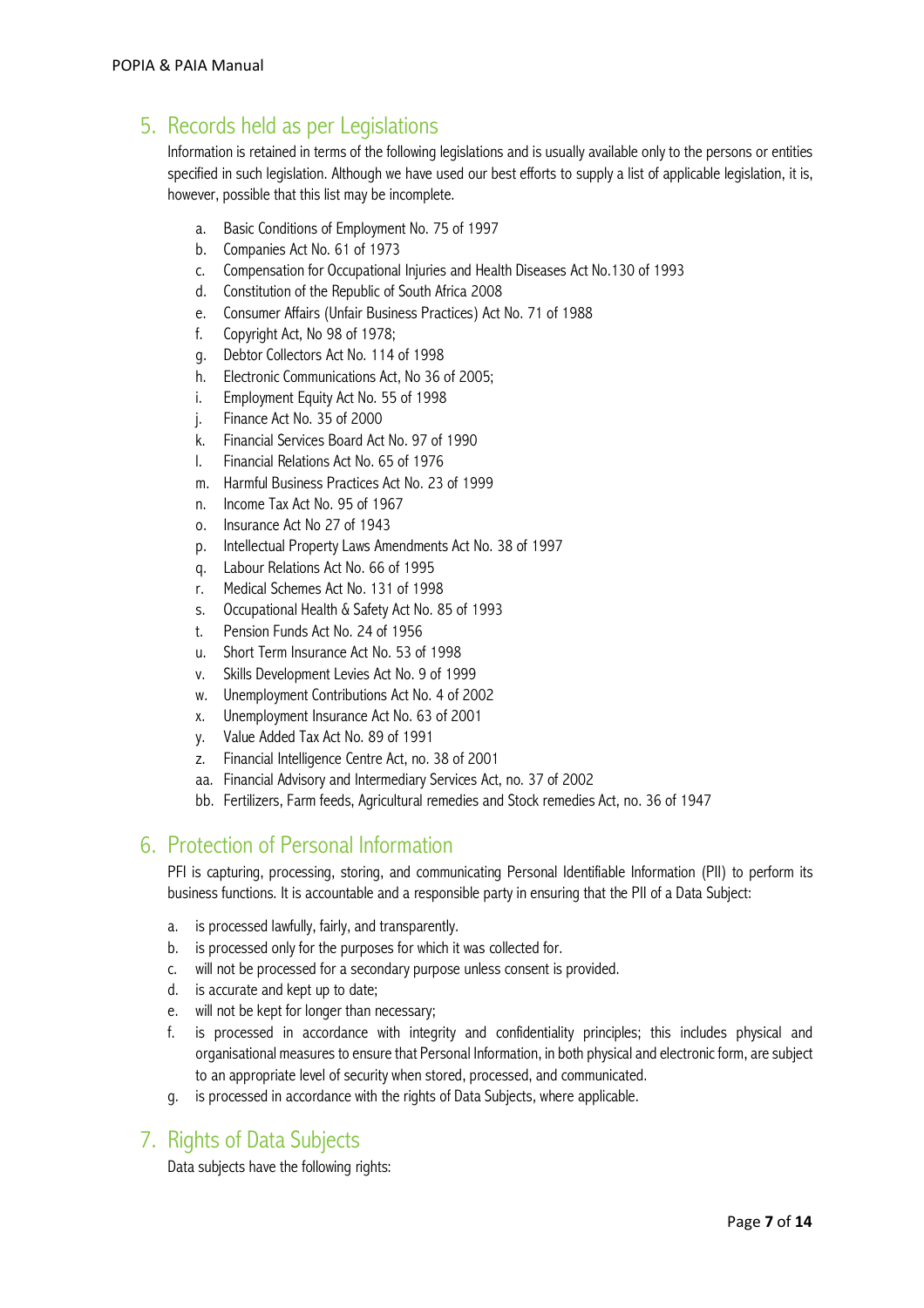## 5. Records held as per Legislations

Information is retained in terms of the following legislations and is usually available only to the persons or entities specified in such legislation. Although we have used our best efforts to supply a list of applicable legislation, it is, however, possible that this list may be incomplete.

a. Basic Conditions of Employment No. 75 of 1997
b. Companies Act No. 61 of 1973
c. Compensation for Occupational Injuries and Health Diseases Act No.130 of 1993
d. Constitution of the Republic of South Africa 2008
e. Consumer Affairs (Unfair Business Practices) Act No. 71 of 1988
f. Copyright Act, No 98 of 1978;
g. Debtor Collectors Act No. 114 of 1998
h. Electronic Communications Act, No 36 of 2005;
i. Employment Equity Act No. 55 of 1998
j. Finance Act No. 35 of 2000
k. Financial Services Board Act No. 97 of 1990
l. Financial Relations Act No. 65 of 1976
m. Harmful Business Practices Act No. 23 of 1999
n. Income Tax Act No. 95 of 1967
o. Insurance Act No 27 of 1943
p. Intellectual Property Laws Amendments Act No. 38 of 1997
q. Labour Relations Act No. 66 of 1995
r. Medical Schemes Act No. 131 of 1998
s. Occupational Health & Safety Act No. 85 of 1993
t. Pension Funds Act No. 24 of 1956
u. Short Term Insurance Act No. 53 of 1998
v. Skills Development Levies Act No. 9 of 1999
w. Unemployment Contributions Act No. 4 of 2002
x. Unemployment Insurance Act No. 63 of 2001
y. Value Added Tax Act No. 89 of 1991
z. Financial Intelligence Centre Act, no. 38 of 2001
aa. Financial Advisory and Intermediary Services Act, no. 37 of 2002
bb. Fertilizers, Farm feeds, Agricultural remedies and Stock remedies Act, no. 36 of 1947

## 6. Protection of Personal Information

PFI is capturing, processing, storing, and communicating Personal Identifiable Information (PII) to perform its business functions. It is accountable and a responsible party in ensuring that the PII of a Data Subject:

a. is processed lawfully, fairly, and transparently.
b. is processed only for the purposes for which it was collected for.
c. will not be processed for a secondary purpose unless consent is provided.
d. is accurate and kept up to date;
e. will not be kept for longer than necessary;
f. is processed in accordance with integrity and confidentiality principles; this includes physical and organisational measures to ensure that Personal Information, in both physical and electronic form, are subject to an appropriate level of security when stored, processed, and communicated.
g. is processed in accordance with the rights of Data Subjects, where applicable.

## 7. Rights of Data Subjects

Data subjects have the following rights: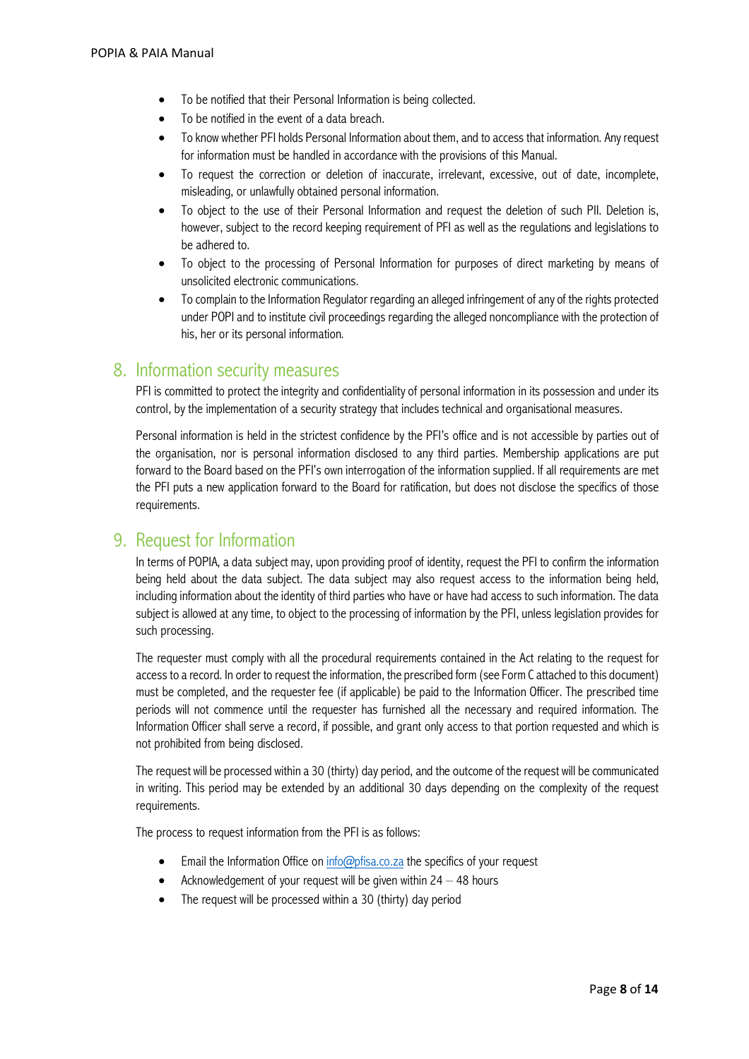- To be notified that their Personal Information is being collected.
- To be notified in the event of a data breach.
- To know whether PFI holds Personal Information about them, and to access that information. Any request for information must be handled in accordance with the provisions of this Manual.
- To request the correction or deletion of inaccurate, irrelevant, excessive, out of date, incomplete, misleading, or unlawfully obtained personal information.
- To object to the use of their Personal Information and request the deletion of such PII. Deletion is, however, subject to the record keeping requirement of PFI as well as the regulations and legislations to be adhered to.
- To object to the processing of Personal Information for purposes of direct marketing by means of unsolicited electronic communications.
- To complain to the Information Regulator regarding an alleged infringement of any of the rights protected under POPI and to institute civil proceedings regarding the alleged noncompliance with the protection of his, her or its personal information.

## 8. Information security measures

PFI is committed to protect the integrity and confidentiality of personal information in its possession and under its control, by the implementation of a security strategy that includes technical and organisational measures.

Personal information is held in the strictest confidence by the PFI's office and is not accessible by parties out of the organisation, nor is personal information disclosed to any third parties. Membership applications are put forward to the Board based on the PFI's own interrogation of the information supplied. If all requirements are met the PFI puts a new application forward to the Board for ratification, but does not disclose the specifics of those requirements.

## 9. Request for Information

In terms of POPIA, a data subject may, upon providing proof of identity, request the PFI to confirm the information being held about the data subject. The data subject may also request access to the information being held, including information about the identity of third parties who have or have had access to such information. The data subject is allowed at any time, to object to the processing of information by the PFI, unless legislation provides for such processing.

The requester must comply with all the procedural requirements contained in the Act relating to the request for access to a record. In order to request the information, the prescribed form (see Form C attached to this document) must be completed, and the requester fee (if applicable) be paid to the Information Officer. The prescribed time periods will not commence until the requester has furnished all the necessary and required information. The Information Officer shall serve a record, if possible, and grant only access to that portion requested and which is not prohibited from being disclosed.

The request will be processed within a 30 (thirty) day period, and the outcome of the request will be communicated in writing. This period may be extended by an additional 30 days depending on the complexity of the request requirements.

The process to request information from the PFI is as follows:

- Email the Information Office on info@pfisa.co.za the specifics of your request
- Acknowledgement of your request will be given within 24 – 48 hours
- The request will be processed within a 30 (thirty) day period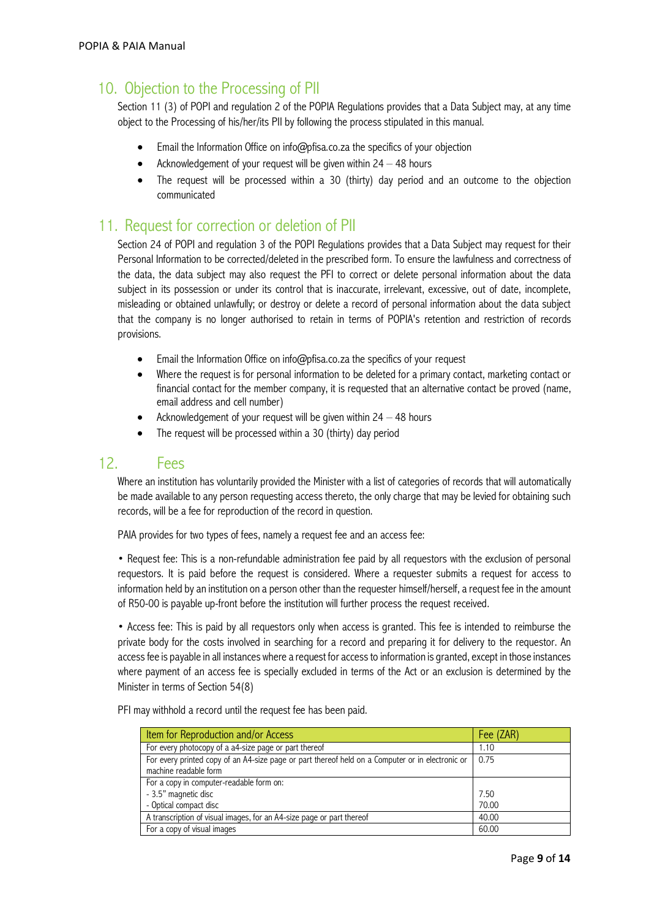## 10. Objection to the Processing of PII

Section 11 (3) of POPI and regulation 2 of the POPIA Regulations provides that a Data Subject may, at any time object to the Processing of his/her/its PII by following the process stipulated in this manual.

- Email the Information Office on info@pfisa.co.za the specifics of your objection
- Acknowledgement of your request will be given within 24 – 48 hours
- The request will be processed within a 30 (thirty) day period and an outcome to the objection communicated

## 11. Request for correction or deletion of PII

Section 24 of POPI and regulation 3 of the POPI Regulations provides that a Data Subject may request for their Personal Information to be corrected/deleted in the prescribed form. To ensure the lawfulness and correctness of the data, the data subject may also request the PFI to correct or delete personal information about the data subject in its possession or under its control that is inaccurate, irrelevant, excessive, out of date, incomplete, misleading or obtained unlawfully; or destroy or delete a record of personal information about the data subject that the company is no longer authorised to retain in terms of POPIA's retention and restriction of records provisions.

- Email the Information Office on info@pfisa.co.za the specifics of your request
- Where the request is for personal information to be deleted for a primary contact, marketing contact or financial contact for the member company, it is requested that an alternative contact be proved (name, email address and cell number)
- Acknowledgement of your request will be given within 24 – 48 hours
- The request will be processed within a 30 (thirty) day period

## 12. Fees

Where an institution has voluntarily provided the Minister with a list of categories of records that will automatically be made available to any person requesting access thereto, the only charge that may be levied for obtaining such records, will be a fee for reproduction of the record in question.

PAIA provides for two types of fees, namely a request fee and an access fee:

• Request fee: This is a non-refundable administration fee paid by all requestors with the exclusion of personal requestors. It is paid before the request is considered. Where a requester submits a request for access to information held by an institution on a person other than the requester himself/herself, a request fee in the amount of R50-00 is payable up-front before the institution will further process the request received.

• Access fee: This is paid by all requestors only when access is granted. This fee is intended to reimburse the private body for the costs involved in searching for a record and preparing it for delivery to the requestor. An access fee is payable in all instances where a request for access to information is granted, except in those instances where payment of an access fee is specially excluded in terms of the Act or an exclusion is determined by the Minister in terms of Section 54(8)

PFI may withhold a record until the request fee has been paid.

| Item for Reproduction and/or Access | Fee (ZAR) |
| --- | --- |
| For every photocopy of a a4-size page or part thereof | 1.10 |
| For every printed copy of an A4-size page or part thereof held on a Computer or in electronic or machine readable form | 0.75 |
| For a copy in computer-readable form on:<br>- 3.5" magnetic disc<br>- Optical compact disc | <br>7.50<br>70.00 |
| A transcription of visual images, for an A4-size page or part thereof | 40.00 |
| For a copy of visual images | 60.00 |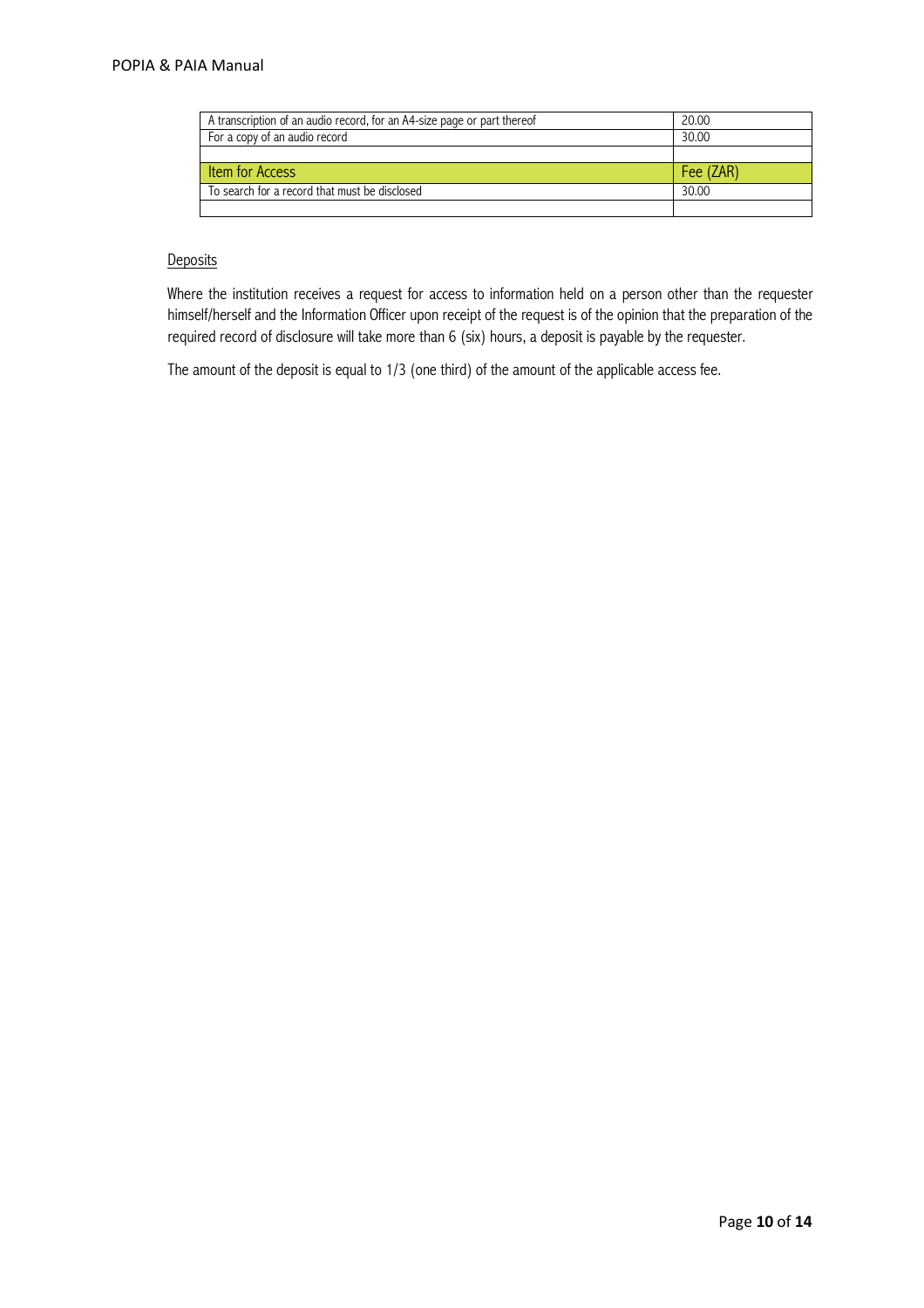| A transcription of an audio record, for an A4-size page or part thereof | 20.00 |
| --- | --- |
| For a copy of an audio record | 30.00 |
| | |
| **Item for Access** | **Fee (ZAR)** |
| To search for a record that must be disclosed | 30.00 |
| | |

Deposits

Where the institution receives a request for access to information held on a person other than the requester himself/herself and the Information Officer upon receipt of the request is of the opinion that the preparation of the required record of disclosure will take more than 6 (six) hours, a deposit is payable by the requester.

The amount of the deposit is equal to 1/3 (one third) of the amount of the applicable access fee.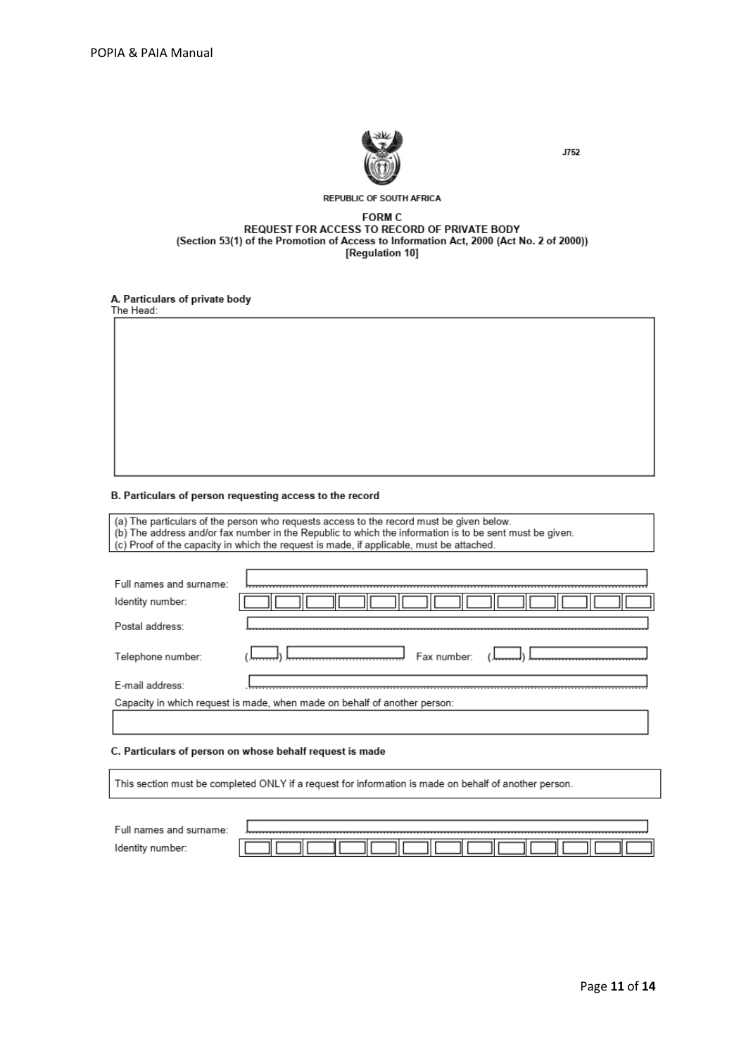J752

REPUBLIC OF SOUTH AFRICA

**FORM C**
**REQUEST FOR ACCESS TO RECORD OF PRIVATE BODY**
**(Section 53(1) of the Promotion of Access to Information Act, 2000 (Act No. 2 of 2000))**
**[Regulation 10]**

**A. Particulars of private body**

The Head:

**B. Particulars of person requesting access to the record**

(a) The particulars of the person who requests access to the record must be given below.
(b) The address and/or fax number in the Republic to which the information is to be sent must be given.
(c) Proof of the capacity in which the request is made, if applicable, must be attached.

Full names and surname:

Identity number:

Postal address:

Telephone number: ( ) Fax number: ( )

E-mail address:

Capacity in which request is made, when made on behalf of another person:

**C. Particulars of person on whose behalf request is made**

This section must be completed ONLY if a request for information is made on behalf of another person.

Full names and surname:

Identity number: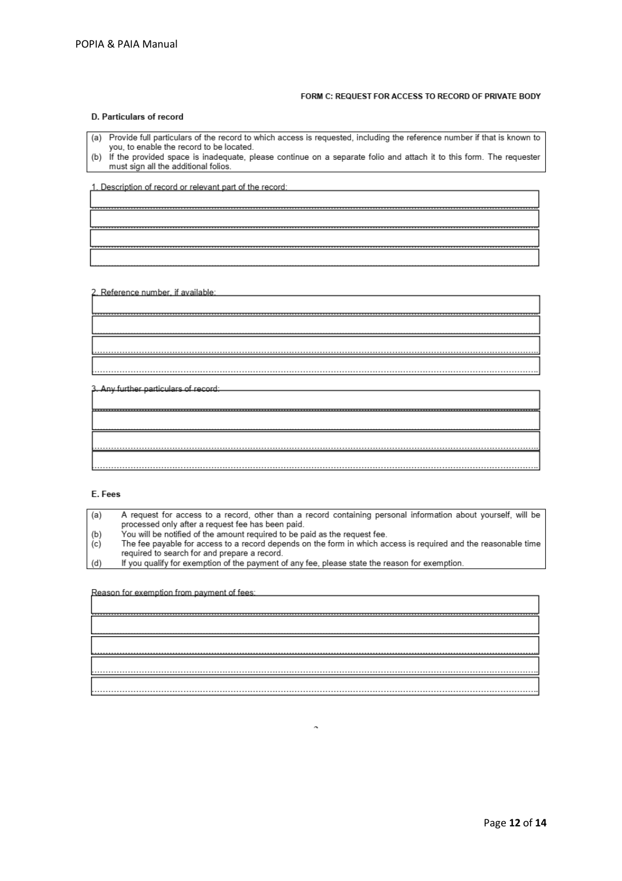**FORM C: REQUEST FOR ACCESS TO RECORD OF PRIVATE BODY**

**D. Particulars of record**

(a) Provide full particulars of the record to which access is requested, including the reference number if that is known to you, to enable the record to be located.
(b) If the provided space is inadequate, please continue on a separate folio and attach it to this form. The requester must sign all the additional folios.

1. Description of record or relevant part of the record:

2. Reference number, if available:

3. Any further particulars of record:

**E. Fees**

(a) A request for access to a record, other than a record containing personal information about yourself, will be processed only after a request fee has been paid.
(b) You will be notified of the amount required to be paid as the request fee.
(c) The fee payable for access to a record depends on the form in which access is required and the reasonable time required to search for and prepare a record.
(d) If you qualify for exemption of the payment of any fee, please state the reason for exemption.

Reason for exemption from payment of fees: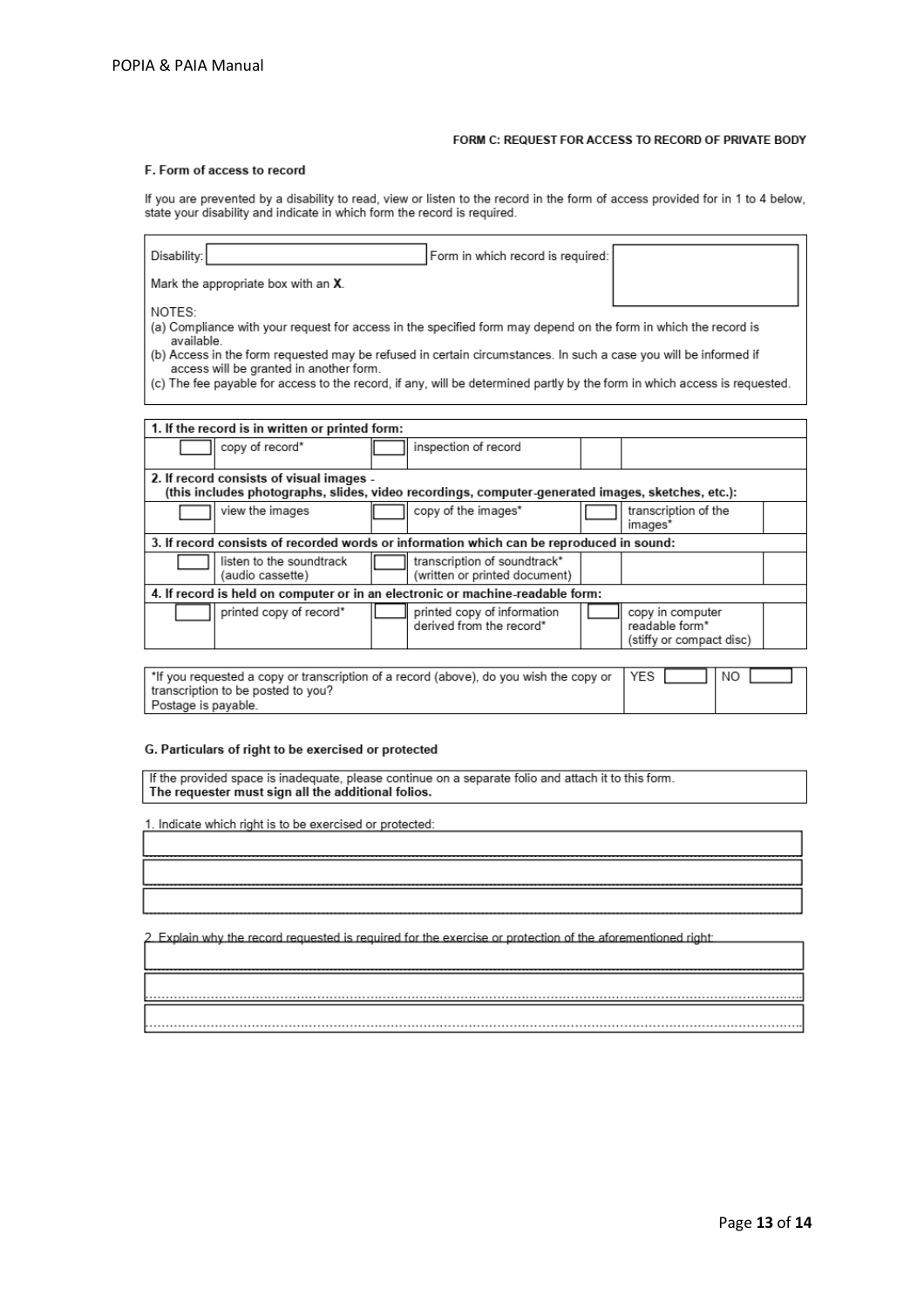**FORM C: REQUEST FOR ACCESS TO RECORD OF PRIVATE BODY**

### F. Form of access to record

If you are prevented by a disability to read, view or listen to the record in the form of access provided for in 1 to 4 below, state your disability and indicate in which form the record is required.

Disability: ______________ Form in which record is required: ______________

Mark the appropriate box with an **X**.

NOTES:
(a) Compliance with your request for access in the specified form may depend on the form in which the record is available.
(b) Access in the form requested may be refused in certain circumstances. In such a case you will be informed if access will be granted in another form.
(c) The fee payable for access to the record, if any, will be determined partly by the form in which access is requested.

| **1. If the record is in written or printed form:** | | | | | |
|---|---|---|---|---|---|
| | copy of record* | | inspection of record | | |
| **2. If record consists of visual images - (this includes photographs, slides, video recordings, computer-generated images, sketches, etc.):** | | | | | |
| | view the images | | copy of the images* | | transcription of the images* |
| **3. If record consists of recorded words or information which can be reproduced in sound:** | | | | | |
| | listen to the soundtrack (audio cassette) | | transcription of soundtrack* (written or printed document) | | |
| **4. If record is held on computer or in an electronic or machine-readable form:** | | | | | |
| | printed copy of record* | | printed copy of information derived from the record* | | copy in computer readable form* (stiffy or compact disc) |

| *If you requested a copy or transcription of a record (above), do you wish the copy or transcription to be posted to you? Postage is payable. | YES | NO |
|---|---|---|

### G. Particulars of right to be exercised or protected

If the provided space is inadequate, please continue on a separate folio and attach it to this form.
**The requester must sign all the additional folios.**

1. Indicate which right is to be exercised or protected:

______________________________________________

______________________________________________

______________________________________________

2. Explain why the record requested is required for the exercise or protection of the aforementioned right:

______________________________________________

______________________________________________

______________________________________________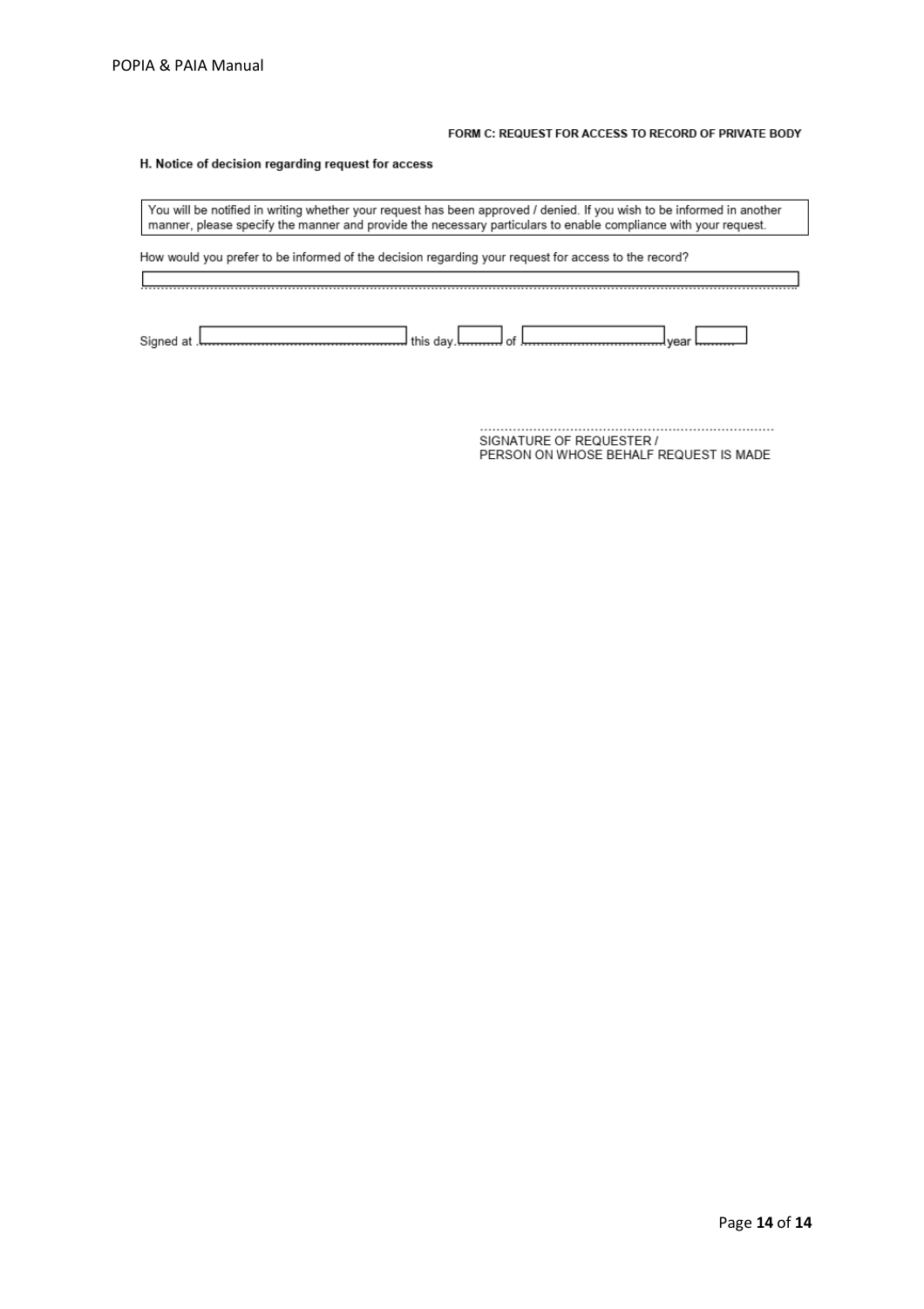**FORM C: REQUEST FOR ACCESS TO RECORD OF PRIVATE BODY**

**H. Notice of decision regarding request for access**

You will be notified in writing whether your request has been approved / denied. If you wish to be informed in another manner, please specify the manner and provide the necessary particulars to enable compliance with your request.

How would you prefer to be informed of the decision regarding your request for access to the record?

.............................................................................................................................................................

Signed at ............................................... this day.......... of .................................... year ..........

.......................................................................

SIGNATURE OF REQUESTER /
PERSON ON WHOSE BEHALF REQUEST IS MADE